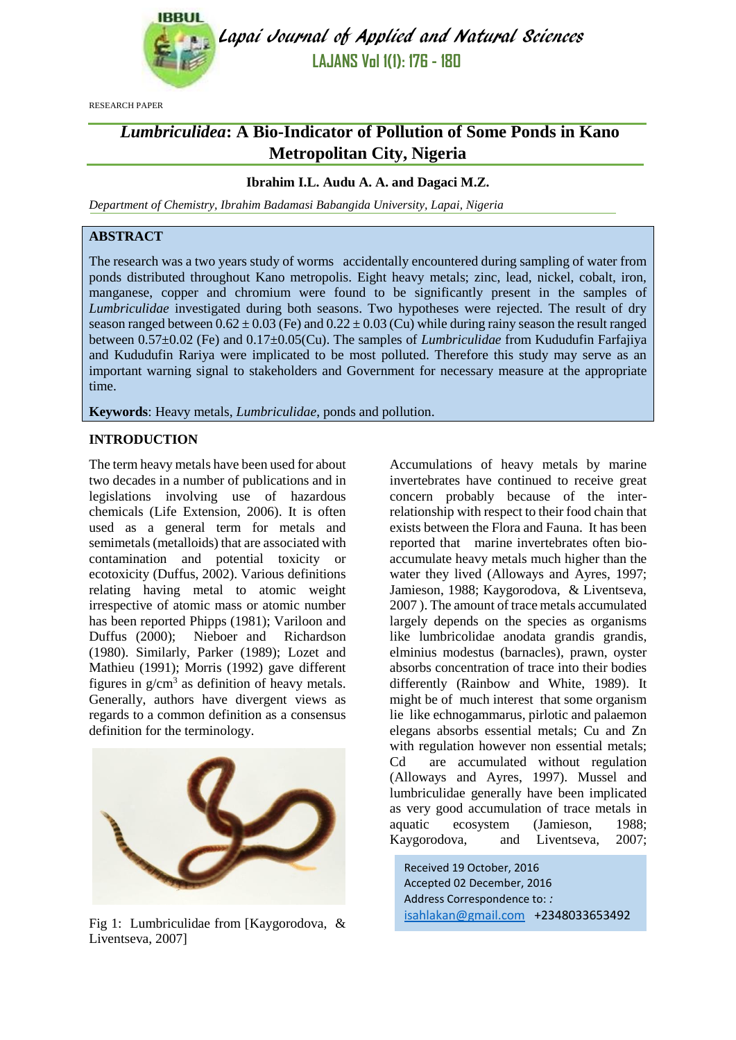RESEARCH PAPER

# *Lumbriculidea*: A Bio-Indicator of Pollution of Some Ponds in Kano Metropolitan City, Nigeria

**Ibrahim I.L. Audu A. A. and Dagaci M.Z.**

*Department of Chemistry, Ibrahim Badamasi Babangida University, Lapai, Nigeria*

## ABSTRACT

The research was a two years study of worms accidentally encountered during sampling of water from ponds distributed throughout Kano metropolis. Eight heavy metals; zinc, lead, nickel, cobalt, iron, manganese, copper and chromium were found to be significantly present in the samples of *Lumbriculidae* investigated during both seasons. Two hypotheses were rejected. The result of dry season ranged between 0.62 ± 0.03 (Fe) and 0.22 ± 0.03 (Cu) while during rainy season the result ranged between 0.57±0.02 (Fe) and 0.17±0.05(Cu). The samples of *Lumbriculidae* from Kududufin Farfajiya and Kududufin Rariya were implicated to be most polluted. Therefore this study may serve as an important warning signal to stakeholders and Government for necessary measure at the appropriate time.

**Keywords**: Heavy metals, *Lumbriculidae*, ponds and pollution.

## INTRODUCTION

The term heavy metals have been used for about two decades in a number of publications and in legislations involving use of hazardous chemicals (Life Extension, 2006). It is often used as a general term for metals and semimetals (metalloids) that are associated with contamination and potential toxicity or ecotoxicity (Duffus, 2002). Various definitions relating having metal to atomic weight irrespective of atomic mass or atomic number has been reported Phipps (1981); Variloon and Duffus (2000); Nieboer and Richardson (1980). Similarly, Parker (1989); Lozet and Mathieu (1991); Morris (1992) gave different figures in g/cm$^3$ as definition of heavy metals. Generally, authors have divergent views as regards to a common definition as a consensus definition for the terminology.

Fig 1: Lumbriculidae from [Kaygorodova, & Liventseva, 2007]

Accumulations of heavy metals by marine invertebrates have continued to receive great concern probably because of the inter-relationship with respect to their food chain that exists between the Flora and Fauna. It has been reported that marine invertebrates often bio-accumulate heavy metals much higher than the water they lived (Alloways and Ayres, 1997; Jamieson, 1988; Kaygorodova, & Liventseva, 2007 ). The amount of trace metals accumulated largely depends on the species as organisms like lumbricolidae anodata grandis grandis, elminius modestus (barnacles), prawn, oyster absorbs concentration of trace into their bodies differently (Rainbow and White, 1989). It might be of much interest that some organism lie like echnogammarus, pirlotic and palaemon elegans absorbs essential metals; Cu and Zn with regulation however non essential metals; Cd are accumulated without regulation (Alloways and Ayres, 1997). Mussel and lumbriculidae generally have been implicated as very good accumulation of trace metals in aquatic ecosystem (Jamieson, 1988; Kaygorodova, and Liventseva, 2007;

Received 19 October, 2016
Accepted 02 December, 2016
Address Correspondence to: :
isahlakan@gmail.com +2348033653492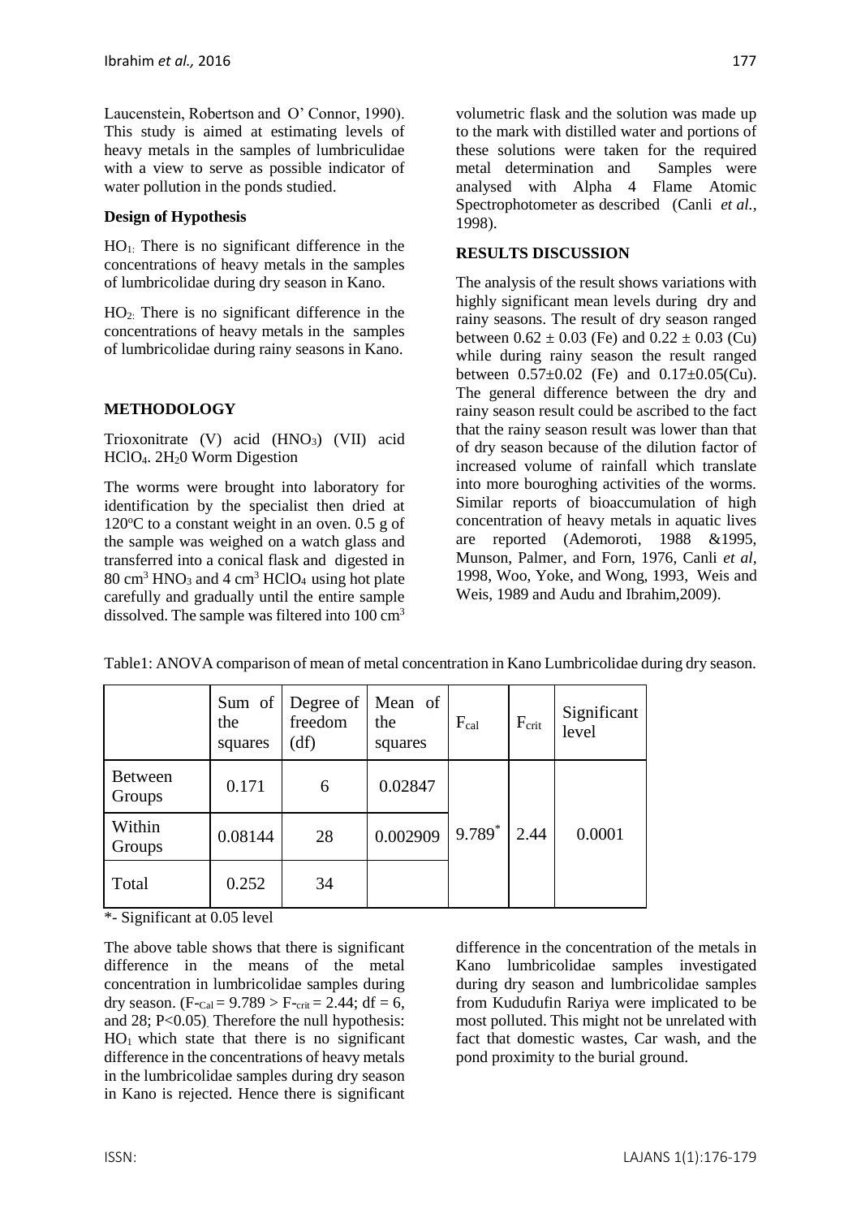Laucenstein, Robertson and O' Connor, 1990). This study is aimed at estimating levels of heavy metals in the samples of lumbriculidae with a view to serve as possible indicator of water pollution in the ponds studied.

**Design of Hypothesis**

$HO_1$: There is no significant difference in the concentrations of heavy metals in the samples of lumbricolidae during dry season in Kano.

$HO_2$: There is no significant difference in the concentrations of heavy metals in the samples of lumbricolidae during rainy seasons in Kano.

## METHODOLOGY

Trioxonitrate (V) acid ($HNO_3$) (VII) acid $HClO_4$. $2H_20$ Worm Digestion

The worms were brought into laboratory for identification by the specialist then dried at 120°C to a constant weight in an oven. 0.5 g of the sample was weighed on a watch glass and transferred into a conical flask and digested in 80 $cm^3$ $HNO_3$ and 4 $cm^3$ $HClO_4$ using hot plate carefully and gradually until the entire sample dissolved. The sample was filtered into 100 $cm^3$ volumetric flask and the solution was made up to the mark with distilled water and portions of these solutions were taken for the required metal determination and Samples were analysed with Alpha 4 Flame Atomic Spectrophotometer as described (Canli *et al.*, 1998).

## RESULTS DISCUSSION

The analysis of the result shows variations with highly significant mean levels during dry and rainy seasons. The result of dry season ranged between $0.62 \pm 0.03$ (Fe) and $0.22 \pm 0.03$ (Cu) while during rainy season the result ranged between $0.57 \pm 0.02$ (Fe) and $0.17 \pm 0.05$(Cu). The general difference between the dry and rainy season result could be ascribed to the fact that the rainy season result was lower than that of dry season because of the dilution factor of increased volume of rainfall which translate into more bouroghing activities of the worms. Similar reports of bioaccumulation of high concentration of heavy metals in aquatic lives are reported (Ademoroti, 1988 &1995, Munson, Palmer, and Forn, 1976, Canli *et al*, 1998, Woo, Yoke, and Wong, 1993, Weis and Weis, 1989 and Audu and Ibrahim,2009).

Table1: ANOVA comparison of mean of metal concentration in Kano Lumbricolidae during dry season.

| | Sum of the squares | Degree of freedom (df) | Mean of the squares | $F_{cal}$ | $F_{crit}$ | Significant level |
|---|---|---|---|---|---|---|
| Between Groups | 0.171 | 6 | 0.02847 | 9.789* | 2.44 | 0.0001 |
| Within Groups | 0.08144 | 28 | 0.002909 | | | |
| Total | 0.252 | 34 | | | | |

*- Significant at 0.05 level

The above table shows that there is significant difference in the means of the metal concentration in lumbricolidae samples during dry season. ($F_{Cal} = 9.789 > F_{crit} = 2.44$; df = 6, and 28; $P<0.05$). Therefore the null hypothesis: $HO_1$ which state that there is no significant difference in the concentrations of heavy metals in the lumbricolidae samples during dry season in Kano is rejected. Hence there is significant difference in the concentration of the metals in Kano lumbricolidae samples investigated during dry season and lumbricolidae samples from Kududufin Rariya were implicated to be most polluted. This might not be unrelated with fact that domestic wastes, Car wash, and the pond proximity to the burial ground.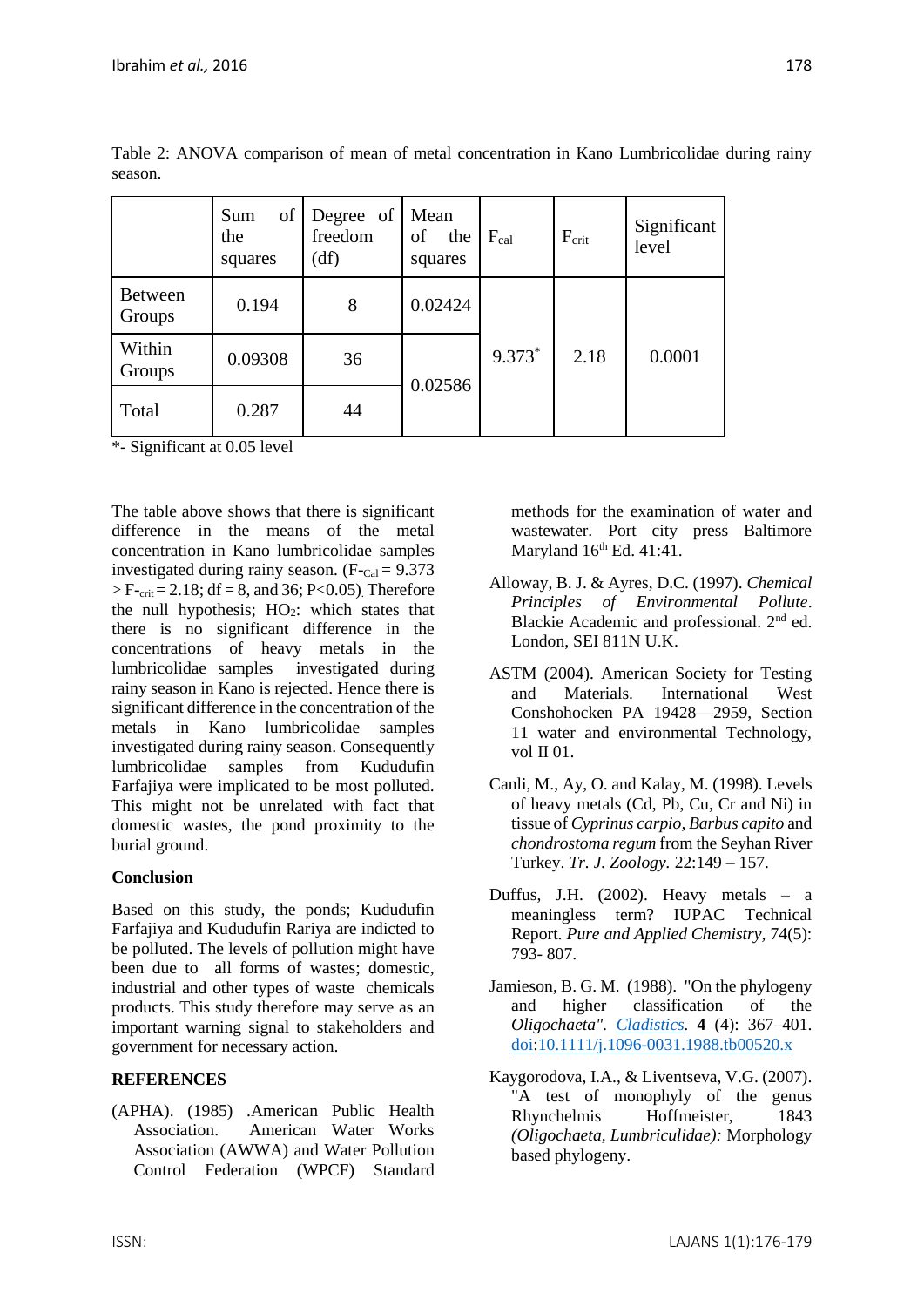Table 2: ANOVA comparison of mean of metal concentration in Kano Lumbricolidae during rainy season.

| | Sum of the squares | Degree of freedom (df) | Mean of the squares | $F_{cal}$ | $F_{crit}$ | Significant level |
|---|---|---|---|---|---|---|
| Between Groups | 0.194 | 8 | 0.02424 | 9.373* | 2.18 | 0.0001 |
| Within Groups | 0.09308 | 36 | 0.02586 | | | |
| Total | 0.287 | 44 | | | | |

*- Significant at 0.05 level

The table above shows that there is significant difference in the means of the metal concentration in Kano lumbricolidae samples investigated during rainy season. ($F_{Cal} = 9.373 > F_{crit} = 2.18$; df = 8, and 36; $P<0.05$). Therefore the null hypothesis; $HO_2$: which states that there is no significant difference in the concentrations of heavy metals in the lumbricolidae samples investigated during rainy season in Kano is rejected. Hence there is significant difference in the concentration of the metals in Kano lumbricolidae samples investigated during rainy season. Consequently lumbricolidae samples from Kududufin Farfajiya were implicated to be most polluted. This might not be unrelated with fact that domestic wastes, the pond proximity to the burial ground.

**Conclusion**

Based on this study, the ponds; Kududufin Farfajiya and Kududufin Rariya are indicted to be polluted. The levels of pollution might have been due to all forms of wastes; domestic, industrial and other types of waste chemicals products. This study therefore may serve as an important warning signal to stakeholders and government for necessary action.

**REFERENCES**

(APHA). (1985) .American Public Health Association. American Water Works Association (AWWA) and Water Pollution Control Federation (WPCF) Standard methods for the examination of water and wastewater. Port city press Baltimore Maryland 16th Ed. 41:41.

Alloway, B. J. & Ayres, D.C. (1997). *Chemical Principles of Environmental Pollute*. Blackie Academic and professional. 2nd ed. London, SEI 811N U.K.

ASTM (2004). American Society for Testing and Materials. International West Conshohocken PA 19428—2959, Section 11 water and environmental Technology, vol II 01.

Canli, M., Ay, O. and Kalay, M. (1998). Levels of heavy metals (Cd, Pb, Cu, Cr and Ni) in tissue of *Cyprinus carpio, Barbus capito* and *chondrostoma regum* from the Seyhan River Turkey. *Tr. J. Zoology.* 22:149 – 157.

Duffus, J.H. (2002). Heavy metals – a meaningless term? IUPAC Technical Report. *Pure and Applied Chemistry*, 74(5): 793- 807.

Jamieson, B. G. M. (1988). "On the phylogeny and higher classification of the *Oligochaeta". Cladistics.* **4** (4): 367–401. doi:10.1111/j.1096-0031.1988.tb00520.x

Kaygorodova, I.A., & Liventseva, V.G. (2007). "A test of monophyly of the genus Rhynchelmis Hoffmeister, 1843 *(Oligochaeta, Lumbriculidae):* Morphology based phylogeny.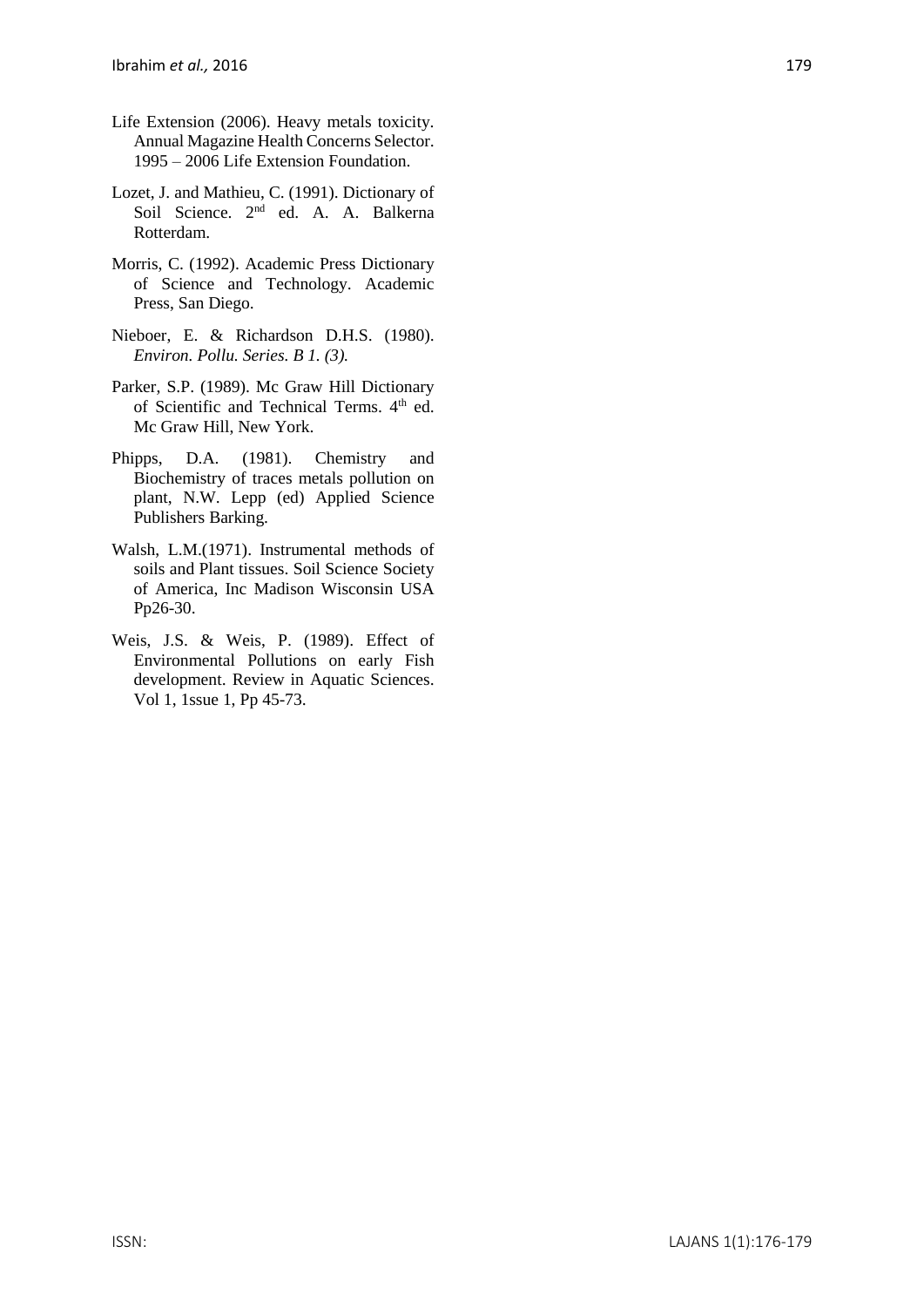Life Extension (2006). Heavy metals toxicity. Annual Magazine Health Concerns Selector. 1995 – 2006 Life Extension Foundation.

Lozet, J. and Mathieu, C. (1991). Dictionary of Soil Science. 2nd ed. A. A. Balkerna Rotterdam.

Morris, C. (1992). Academic Press Dictionary of Science and Technology. Academic Press, San Diego.

Nieboer, E. & Richardson D.H.S. (1980). *Environ. Pollu. Series. B 1. (3).*

Parker, S.P. (1989). Mc Graw Hill Dictionary of Scientific and Technical Terms. 4th ed. Mc Graw Hill, New York.

Phipps, D.A. (1981). Chemistry and Biochemistry of traces metals pollution on plant, N.W. Lepp (ed) Applied Science Publishers Barking.

Walsh, L.M.(1971). Instrumental methods of soils and Plant tissues. Soil Science Society of America, Inc Madison Wisconsin USA Pp26-30.

Weis, J.S. & Weis, P. (1989). Effect of Environmental Pollutions on early Fish development. Review in Aquatic Sciences. Vol 1, 1ssue 1, Pp 45-73.